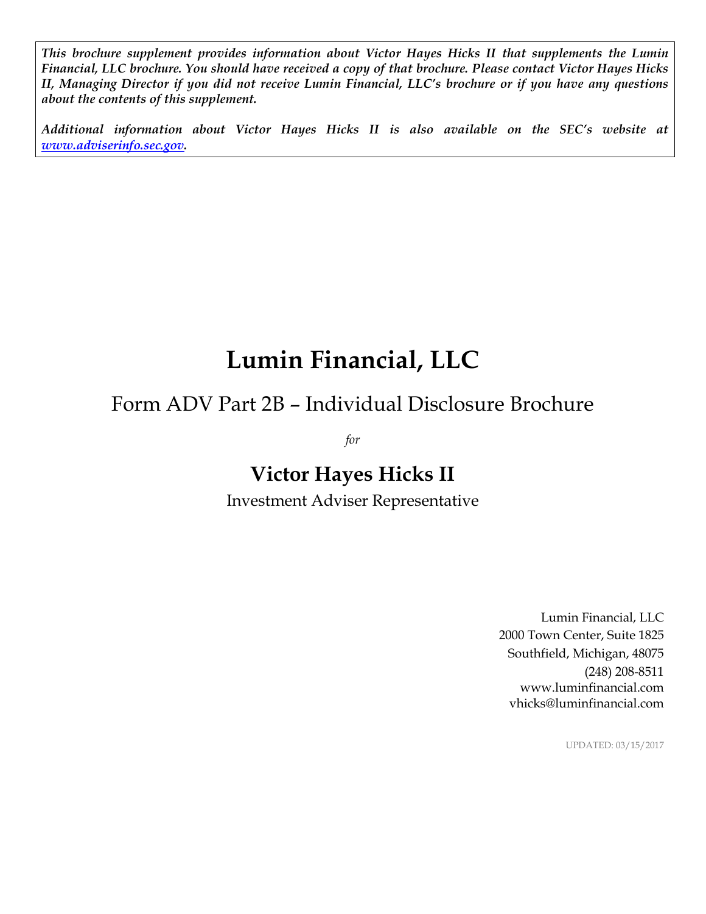***This brochure supplement provides information about Victor Hayes Hicks II that supplements the Lumin Financial, LLC brochure. You should have received a copy of that brochure. Please contact Victor Hayes Hicks II, Managing Director if you did not receive Lumin Financial, LLC's brochure or if you have any questions about the contents of this supplement.***

***Additional information about Victor Hayes Hicks II is also available on the SEC's website at [www.adviserinfo.sec.gov](http://www.adviserinfo.sec.gov).***

# Lumin Financial, LLC

## Form ADV Part 2B – Individual Disclosure Brochure

*for*

## Victor Hayes Hicks II

Investment Adviser Representative

Lumin Financial, LLC
2000 Town Center, Suite 1825
Southfield, Michigan, 48075
(248) 208-8511
www.luminfinancial.com
vhicks@luminfinancial.com

UPDATED: 03/15/2017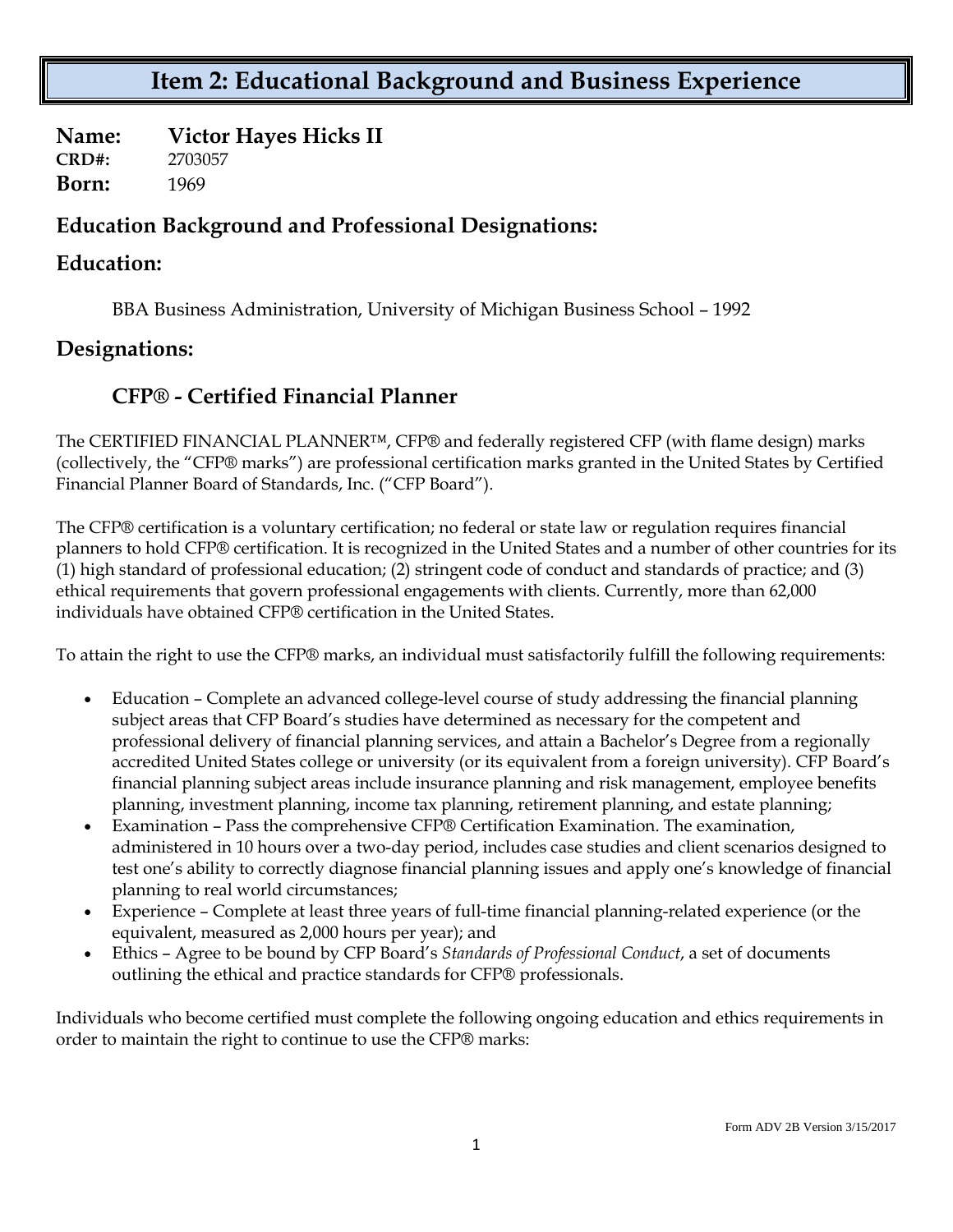# Item 2: Educational Background and Business Experience

**Name:** **Victor Hayes Hicks II**
**CRD#:** 2703057
**Born:** 1969

## Education Background and Professional Designations:

## Education:

BBA Business Administration, University of Michigan Business School – 1992

## Designations:

### CFP® - Certified Financial Planner

The CERTIFIED FINANCIAL PLANNER™, CFP® and federally registered CFP (with flame design) marks (collectively, the "CFP® marks") are professional certification marks granted in the United States by Certified Financial Planner Board of Standards, Inc. ("CFP Board").

The CFP® certification is a voluntary certification; no federal or state law or regulation requires financial planners to hold CFP® certification. It is recognized in the United States and a number of other countries for its (1) high standard of professional education; (2) stringent code of conduct and standards of practice; and (3) ethical requirements that govern professional engagements with clients. Currently, more than 62,000 individuals have obtained CFP® certification in the United States.

To attain the right to use the CFP® marks, an individual must satisfactorily fulfill the following requirements:

- Education – Complete an advanced college-level course of study addressing the financial planning subject areas that CFP Board's studies have determined as necessary for the competent and professional delivery of financial planning services, and attain a Bachelor's Degree from a regionally accredited United States college or university (or its equivalent from a foreign university). CFP Board's financial planning subject areas include insurance planning and risk management, employee benefits planning, investment planning, income tax planning, retirement planning, and estate planning;
- Examination – Pass the comprehensive CFP® Certification Examination. The examination, administered in 10 hours over a two-day period, includes case studies and client scenarios designed to test one's ability to correctly diagnose financial planning issues and apply one's knowledge of financial planning to real world circumstances;
- Experience – Complete at least three years of full-time financial planning-related experience (or the equivalent, measured as 2,000 hours per year); and
- Ethics – Agree to be bound by CFP Board's *Standards of Professional Conduct*, a set of documents outlining the ethical and practice standards for CFP® professionals.

Individuals who become certified must complete the following ongoing education and ethics requirements in order to maintain the right to continue to use the CFP® marks: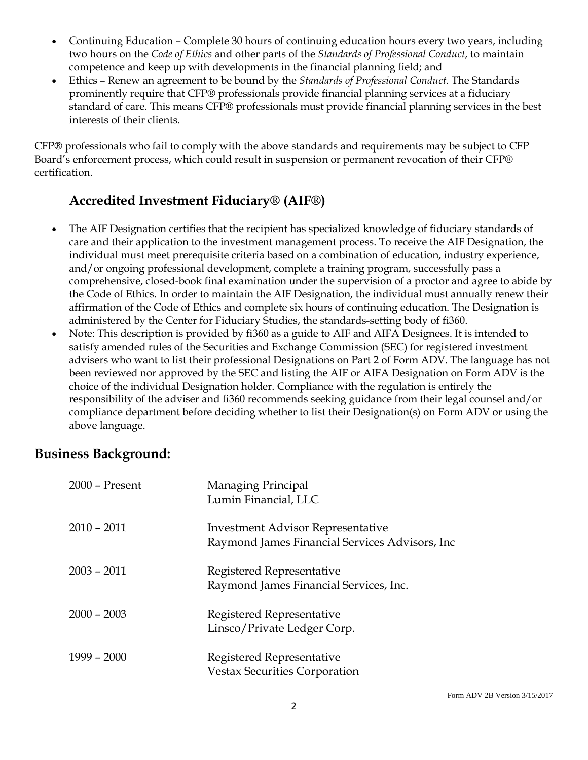- Continuing Education – Complete 30 hours of continuing education hours every two years, including two hours on the *Code of Ethics* and other parts of the *Standards of Professional Conduct*, to maintain competence and keep up with developments in the financial planning field; and
- Ethics – Renew an agreement to be bound by the *Standards of Professional Conduct*. The Standards prominently require that CFP® professionals provide financial planning services at a fiduciary standard of care. This means CFP® professionals must provide financial planning services in the best interests of their clients.

CFP® professionals who fail to comply with the above standards and requirements may be subject to CFP Board's enforcement process, which could result in suspension or permanent revocation of their CFP® certification.

### Accredited Investment Fiduciary® (AIF®)

- The AIF Designation certifies that the recipient has specialized knowledge of fiduciary standards of care and their application to the investment management process. To receive the AIF Designation, the individual must meet prerequisite criteria based on a combination of education, industry experience, and/or ongoing professional development, complete a training program, successfully pass a comprehensive, closed-book final examination under the supervision of a proctor and agree to abide by the Code of Ethics. In order to maintain the AIF Designation, the individual must annually renew their affirmation of the Code of Ethics and complete six hours of continuing education. The Designation is administered by the Center for Fiduciary Studies, the standards-setting body of fi360.
- Note: This description is provided by fi360 as a guide to AIF and AIFA Designees. It is intended to satisfy amended rules of the Securities and Exchange Commission (SEC) for registered investment advisers who want to list their professional Designations on Part 2 of Form ADV. The language has not been reviewed nor approved by the SEC and listing the AIF or AIFA Designation on Form ADV is the choice of the individual Designation holder. Compliance with the regulation is entirely the responsibility of the adviser and fi360 recommends seeking guidance from their legal counsel and/or compliance department before deciding whether to list their Designation(s) on Form ADV or using the above language.

## Business Background:

| | |
|---|---|
| 2000 – Present | Managing Principal<br>Lumin Financial, LLC |
| 2010 – 2011 | Investment Advisor Representative<br>Raymond James Financial Services Advisors, Inc |
| 2003 – 2011 | Registered Representative<br>Raymond James Financial Services, Inc. |
| 2000 – 2003 | Registered Representative<br>Linsco/Private Ledger Corp. |
| 1999 – 2000 | Registered Representative<br>Vestax Securities Corporation |

Form ADV 2B Version 3/15/2017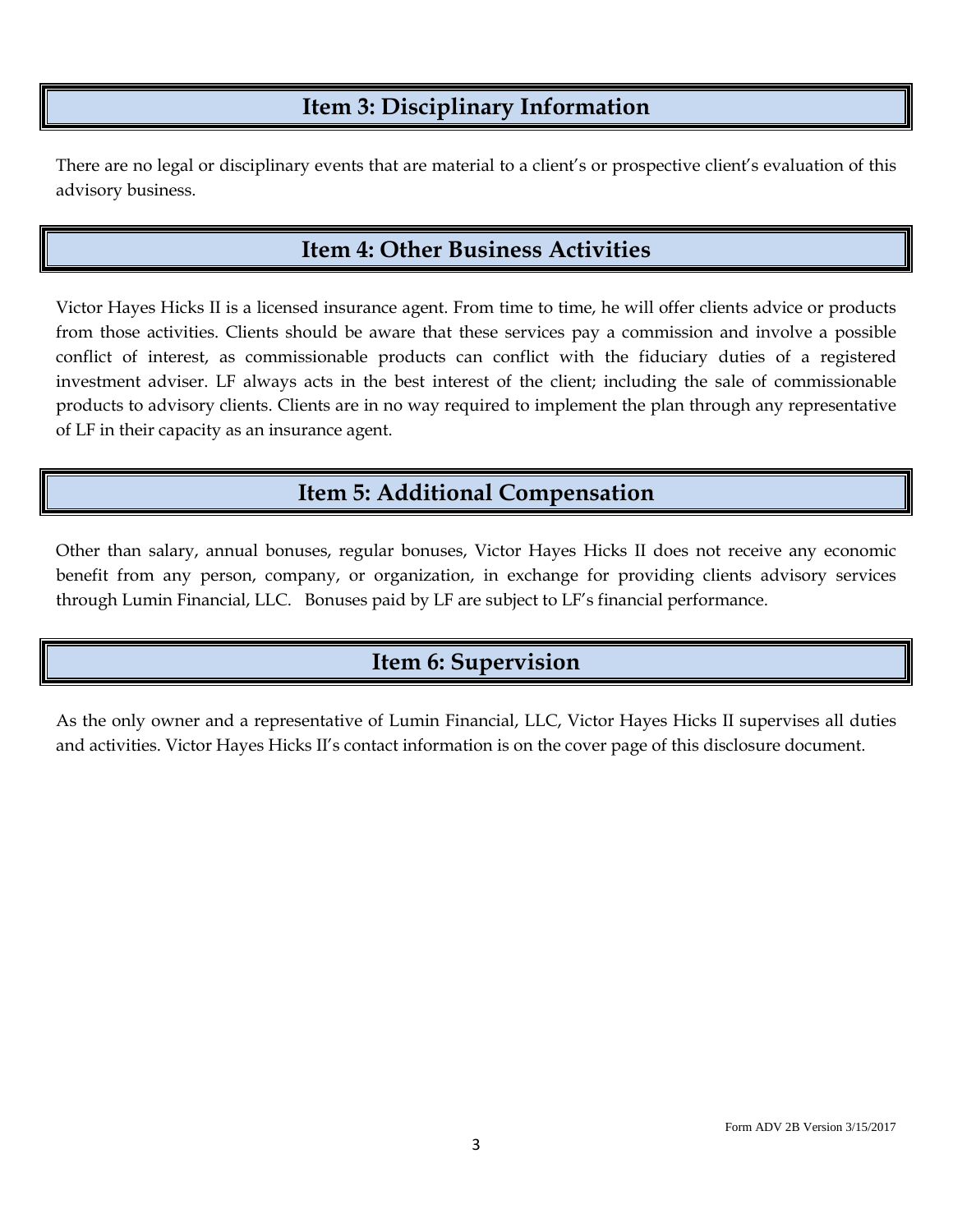## Item 3: Disciplinary Information

There are no legal or disciplinary events that are material to a client's or prospective client's evaluation of this advisory business.

## Item 4: Other Business Activities

Victor Hayes Hicks II is a licensed insurance agent. From time to time, he will offer clients advice or products from those activities. Clients should be aware that these services pay a commission and involve a possible conflict of interest, as commissionable products can conflict with the fiduciary duties of a registered investment adviser. LF always acts in the best interest of the client; including the sale of commissionable products to advisory clients. Clients are in no way required to implement the plan through any representative of LF in their capacity as an insurance agent.

## Item 5: Additional Compensation

Other than salary, annual bonuses, regular bonuses, Victor Hayes Hicks II does not receive any economic benefit from any person, company, or organization, in exchange for providing clients advisory services through Lumin Financial, LLC. Bonuses paid by LF are subject to LF's financial performance.

## Item 6: Supervision

As the only owner and a representative of Lumin Financial, LLC, Victor Hayes Hicks II supervises all duties and activities. Victor Hayes Hicks II's contact information is on the cover page of this disclosure document.